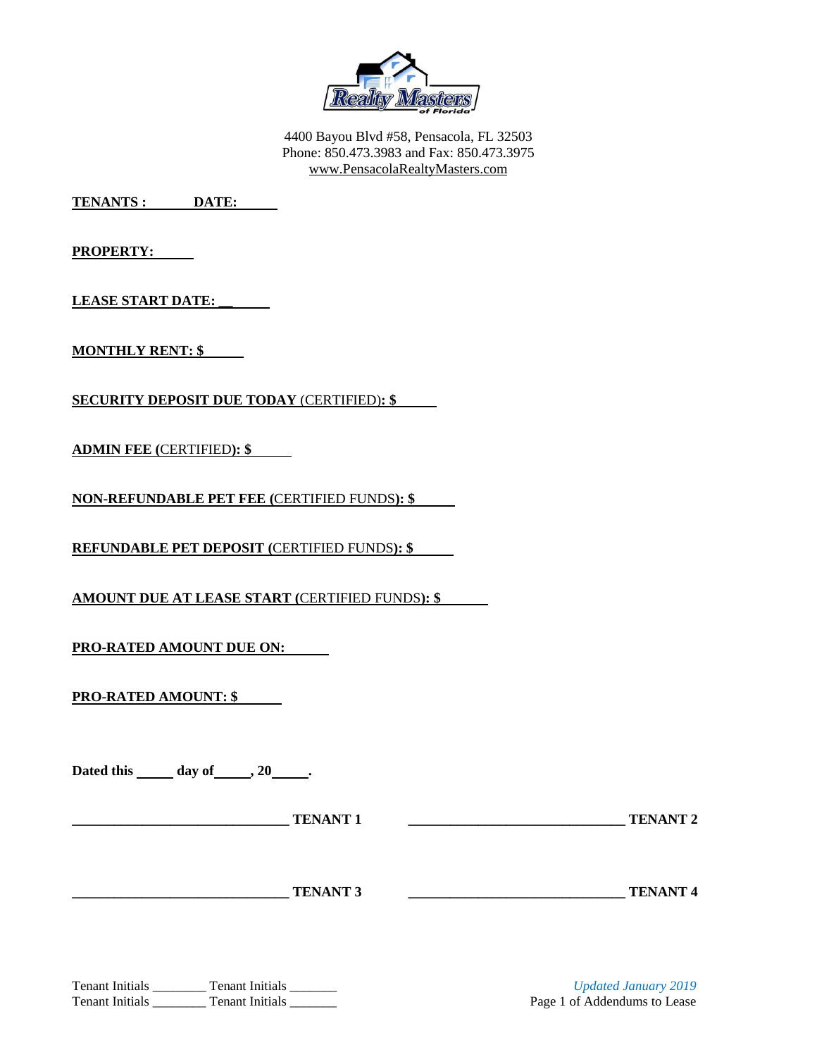4400 Bayou Blvd #58, Pensacola, FL 32503
Phone: 850.473.3983 and Fax: 850.473.3975
www.PensacolaRealtyMasters.com

**TENANTS : DATE:** ______

**PROPERTY:** ______

**LEASE START DATE:** ______

**MONTHLY RENT: $** ______

**SECURITY DEPOSIT DUE TODAY** (CERTIFIED)**: $** ______

**ADMIN FEE** (CERTIFIED)**: $** ______

**NON-REFUNDABLE PET FEE** (CERTIFIED FUNDS)**: $** ______

**REFUNDABLE PET DEPOSIT** (CERTIFIED FUNDS)**: $** ______

**AMOUNT DUE AT LEASE START** (CERTIFIED FUNDS)**: $** ______

**PRO-RATED AMOUNT DUE ON:** ______

**PRO-RATED AMOUNT: $** ______

**Dated this _____ day of _____, 20_____.**

_______________________________ **TENANT 1** _______________________________ **TENANT 2**

_______________________________ **TENANT 3** _______________________________ **TENANT 4**

Tenant Initials ________ Tenant Initials _______
Tenant Initials ________ Tenant Initials _______

*Updated January 2019*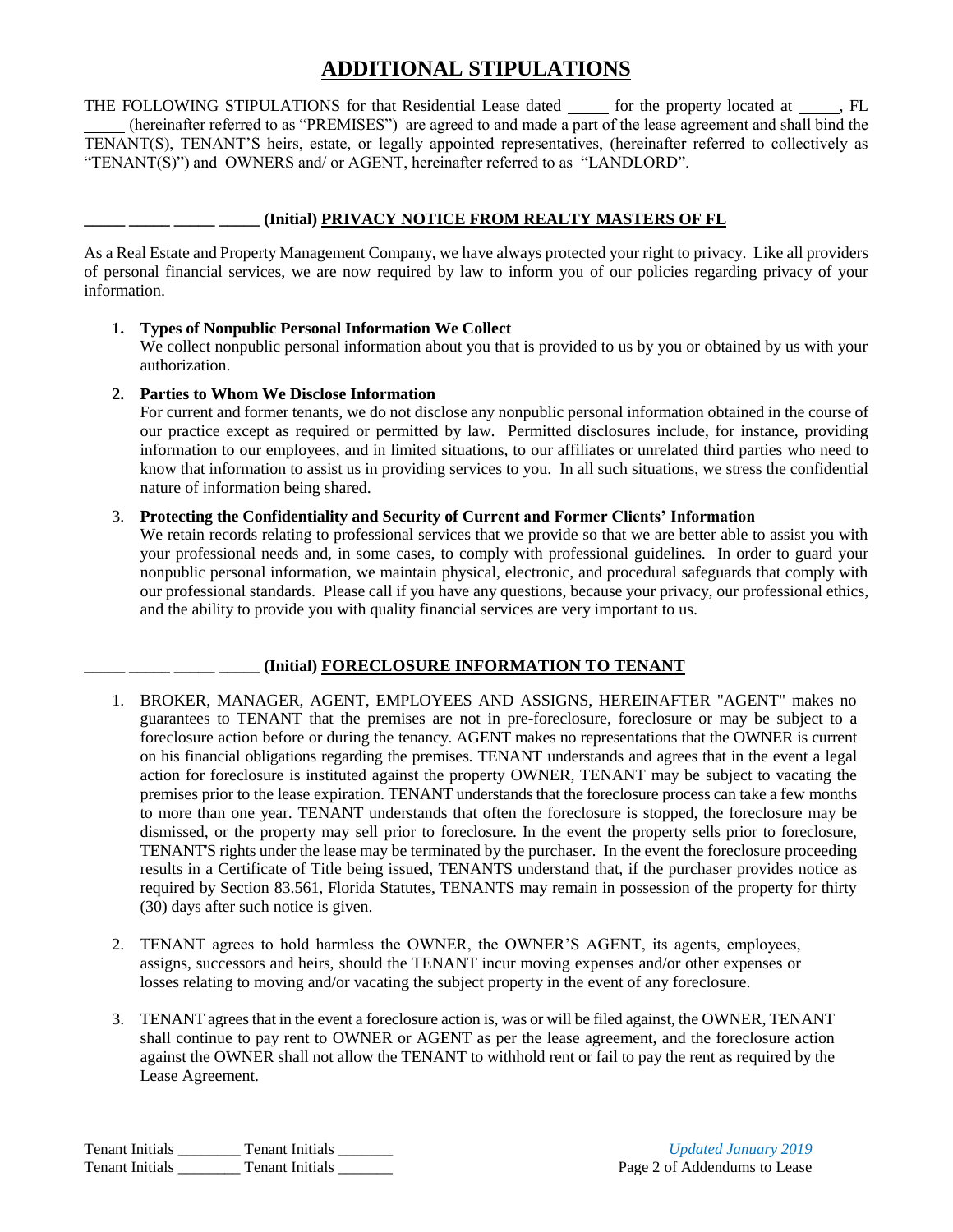# ADDITIONAL STIPULATIONS

THE FOLLOWING STIPULATIONS for that Residential Lease dated _____ for the property located at _____, FL _____ (hereinafter referred to as "PREMISES") are agreed to and made a part of the lease agreement and shall bind the TENANT(S), TENANT'S heirs, estate, or legally appointed representatives, (hereinafter referred to collectively as "TENANT(S)") and OWNERS and/ or AGENT, hereinafter referred to as "LANDLORD".

**_____ _____ _____ _____ (Initial) PRIVACY NOTICE FROM REALTY MASTERS OF FL**

As a Real Estate and Property Management Company, we have always protected your right to privacy. Like all providers of personal financial services, we are now required by law to inform you of our policies regarding privacy of your information.

1. **Types of Nonpublic Personal Information We Collect**
   We collect nonpublic personal information about you that is provided to us by you or obtained by us with your authorization.

2. **Parties to Whom We Disclose Information**
   For current and former tenants, we do not disclose any nonpublic personal information obtained in the course of our practice except as required or permitted by law. Permitted disclosures include, for instance, providing information to our employees, and in limited situations, to our affiliates or unrelated third parties who need to know that information to assist us in providing services to you. In all such situations, we stress the confidential nature of information being shared.

3. **Protecting the Confidentiality and Security of Current and Former Clients' Information**
   We retain records relating to professional services that we provide so that we are better able to assist you with your professional needs and, in some cases, to comply with professional guidelines. In order to guard your nonpublic personal information, we maintain physical, electronic, and procedural safeguards that comply with our professional standards. Please call if you have any questions, because your privacy, our professional ethics, and the ability to provide you with quality financial services are very important to us.

**_____ _____ _____ _____ (Initial) FORECLOSURE INFORMATION TO TENANT**

1. BROKER, MANAGER, AGENT, EMPLOYEES AND ASSIGNS, HEREINAFTER "AGENT" makes no guarantees to TENANT that the premises are not in pre-foreclosure, foreclosure or may be subject to a foreclosure action before or during the tenancy. AGENT makes no representations that the OWNER is current on his financial obligations regarding the premises. TENANT understands and agrees that in the event a legal action for foreclosure is instituted against the property OWNER, TENANT may be subject to vacating the premises prior to the lease expiration. TENANT understands that the foreclosure process can take a few months to more than one year. TENANT understands that often the foreclosure is stopped, the foreclosure may be dismissed, or the property may sell prior to foreclosure. In the event the property sells prior to foreclosure, TENANT'S rights under the lease may be terminated by the purchaser. In the event the foreclosure proceeding results in a Certificate of Title being issued, TENANTS understand that, if the purchaser provides notice as required by Section 83.561, Florida Statutes, TENANTS may remain in possession of the property for thirty (30) days after such notice is given.

2. TENANT agrees to hold harmless the OWNER, the OWNER'S AGENT, its agents, employees, assigns, successors and heirs, should the TENANT incur moving expenses and/or other expenses or losses relating to moving and/or vacating the subject property in the event of any foreclosure.

3. TENANT agrees that in the event a foreclosure action is, was or will be filed against, the OWNER, TENANT shall continue to pay rent to OWNER or AGENT as per the lease agreement, and the foreclosure action against the OWNER shall not allow the TENANT to withhold rent or fail to pay the rent as required by the Lease Agreement.

Tenant Initials ________ Tenant Initials _______
Tenant Initials ________ Tenant Initials _______

*Updated January 2019*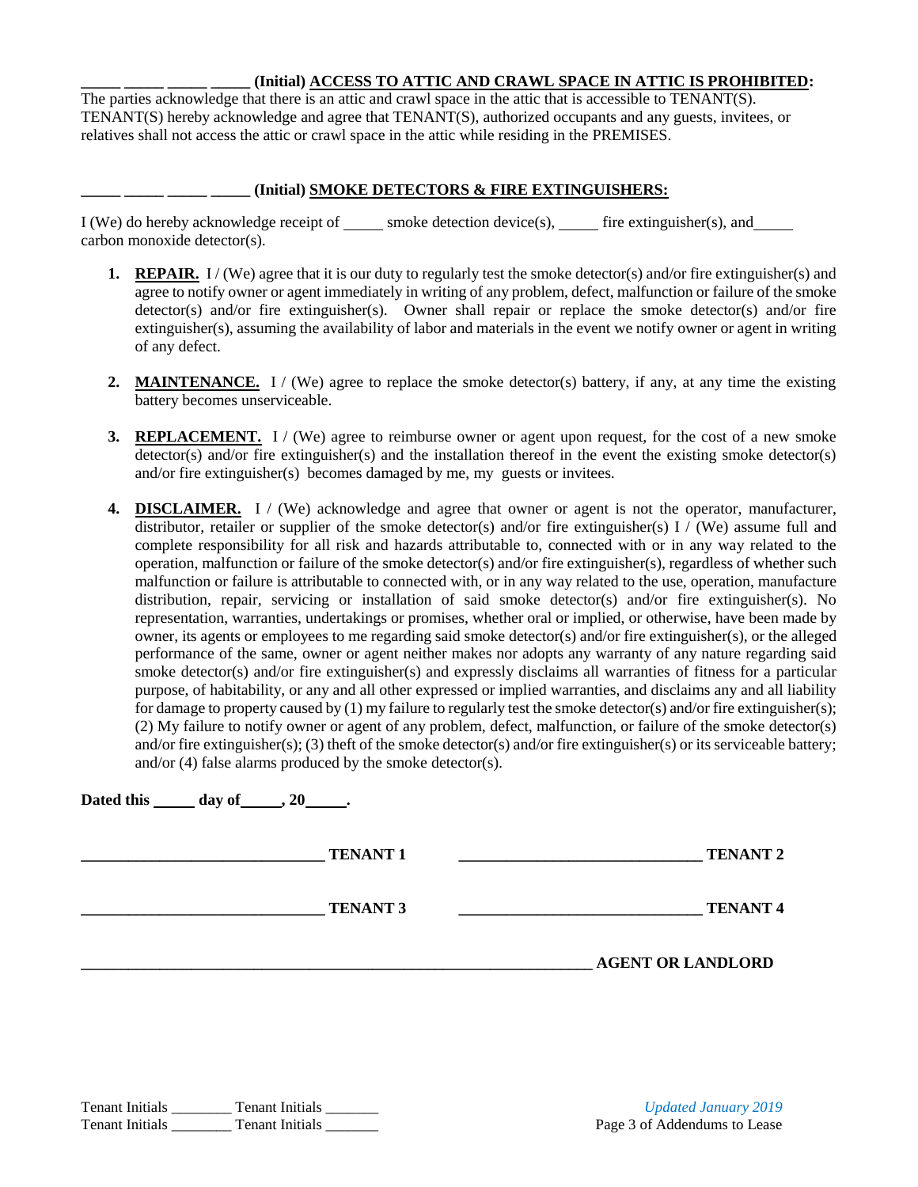_____ _____ _____ _____ **(Initial) <u>ACCESS TO ATTIC AND CRAWL SPACE IN ATTIC IS PROHIBITED</u>:**
The parties acknowledge that there is an attic and crawl space in the attic that is accessible to TENANT(S). TENANT(S) hereby acknowledge and agree that TENANT(S), authorized occupants and any guests, invitees, or relatives shall not access the attic or crawl space in the attic while residing in the PREMISES.

_____ _____ _____ _____ **(Initial) <u>SMOKE DETECTORS & FIRE EXTINGUISHERS:</u>**

I (We) do hereby acknowledge receipt of _____ smoke detection device(s), _____ fire extinguisher(s), and_____ carbon monoxide detector(s).

1. **<u>REPAIR.</u>** I / (We) agree that it is our duty to regularly test the smoke detector(s) and/or fire extinguisher(s) and agree to notify owner or agent immediately in writing of any problem, defect, malfunction or failure of the smoke detector(s) and/or fire extinguisher(s). Owner shall repair or replace the smoke detector(s) and/or fire extinguisher(s), assuming the availability of labor and materials in the event we notify owner or agent in writing of any defect.

2. **<u>MAINTENANCE.</u>** I / (We) agree to replace the smoke detector(s) battery, if any, at any time the existing battery becomes unserviceable.

3. **<u>REPLACEMENT.</u>** I / (We) agree to reimburse owner or agent upon request, for the cost of a new smoke detector(s) and/or fire extinguisher(s) and the installation thereof in the event the existing smoke detector(s) and/or fire extinguisher(s) becomes damaged by me, my guests or invitees.

4. **<u>DISCLAIMER.</u>** I / (We) acknowledge and agree that owner or agent is not the operator, manufacturer, distributor, retailer or supplier of the smoke detector(s) and/or fire extinguisher(s) I / (We) assume full and complete responsibility for all risk and hazards attributable to, connected with or in any way related to the operation, malfunction or failure of the smoke detector(s) and/or fire extinguisher(s), regardless of whether such malfunction or failure is attributable to connected with, or in any way related to the use, operation, manufacture distribution, repair, servicing or installation of said smoke detector(s) and/or fire extinguisher(s). No representation, warranties, undertakings or promises, whether oral or implied, or otherwise, have been made by owner, its agents or employees to me regarding said smoke detector(s) and/or fire extinguisher(s), or the alleged performance of the same, owner or agent neither makes nor adopts any warranty of any nature regarding said smoke detector(s) and/or fire extinguisher(s) and expressly disclaims all warranties of fitness for a particular purpose, of habitability, or any and all other expressed or implied warranties, and disclaims any and all liability for damage to property caused by (1) my failure to regularly test the smoke detector(s) and/or fire extinguisher(s); (2) My failure to notify owner or agent of any problem, defect, malfunction, or failure of the smoke detector(s) and/or fire extinguisher(s); (3) theft of the smoke detector(s) and/or fire extinguisher(s) or its serviceable battery; and/or (4) false alarms produced by the smoke detector(s).

**Dated this _____ day of_____, 20_____.**

_______________________________ **TENANT 1** _______________________________ **TENANT 2**

_______________________________ **TENANT 3** _______________________________ **TENANT 4**

__________________________________________________________________ **AGENT OR LANDLORD**

Tenant Initials ________ Tenant Initials _______
Tenant Initials ________ Tenant Initials _______

*Updated January 2019*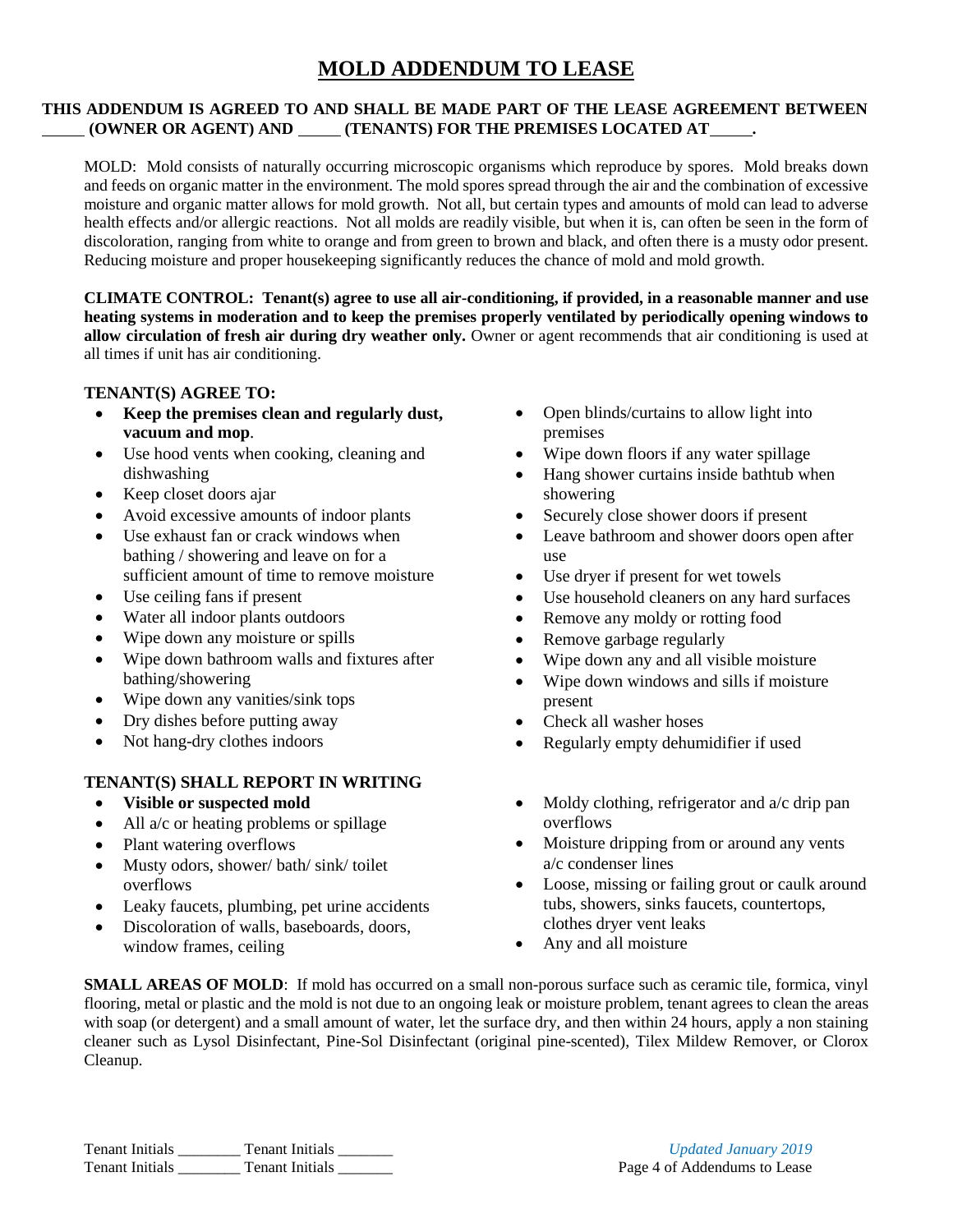# MOLD ADDENDUM TO LEASE

**THIS ADDENDUM IS AGREED TO AND SHALL BE MADE PART OF THE LEASE AGREEMENT BETWEEN _____ (OWNER OR AGENT) AND _____ (TENANTS) FOR THE PREMISES LOCATED AT_____.**

MOLD: Mold consists of naturally occurring microscopic organisms which reproduce by spores. Mold breaks down and feeds on organic matter in the environment. The mold spores spread through the air and the combination of excessive moisture and organic matter allows for mold growth. Not all, but certain types and amounts of mold can lead to adverse health effects and/or allergic reactions. Not all molds are readily visible, but when it is, can often be seen in the form of discoloration, ranging from white to orange and from green to brown and black, and often there is a musty odor present. Reducing moisture and proper housekeeping significantly reduces the chance of mold and mold growth.

**CLIMATE CONTROL: Tenant(s) agree to use all air-conditioning, if provided, in a reasonable manner and use heating systems in moderation and to keep the premises properly ventilated by periodically opening windows to allow circulation of fresh air during dry weather only.** Owner or agent recommends that air conditioning is used at all times if unit has air conditioning.

**TENANT(S) AGREE TO:**

- **Keep the premises clean and regularly dust, vacuum and mop**.
- Use hood vents when cooking, cleaning and dishwashing
- Keep closet doors ajar
- Avoid excessive amounts of indoor plants
- Use exhaust fan or crack windows when bathing / showering and leave on for a sufficient amount of time to remove moisture
- Use ceiling fans if present
- Water all indoor plants outdoors
- Wipe down any moisture or spills
- Wipe down bathroom walls and fixtures after bathing/showering
- Wipe down any vanities/sink tops
- Dry dishes before putting away
- Not hang-dry clothes indoors
- Open blinds/curtains to allow light into premises
- Wipe down floors if any water spillage
- Hang shower curtains inside bathtub when showering
- Securely close shower doors if present
- Leave bathroom and shower doors open after use
- Use dryer if present for wet towels
- Use household cleaners on any hard surfaces
- Remove any moldy or rotting food
- Remove garbage regularly
- Wipe down any and all visible moisture
- Wipe down windows and sills if moisture present
- Check all washer hoses
- Regularly empty dehumidifier if used

**TENANT(S) SHALL REPORT IN WRITING**

- **Visible or suspected mold**
- All a/c or heating problems or spillage
- Plant watering overflows
- Musty odors, shower/ bath/ sink/ toilet overflows
- Leaky faucets, plumbing, pet urine accidents
- Discoloration of walls, baseboards, doors, window frames, ceiling
- Moldy clothing, refrigerator and a/c drip pan overflows
- Moisture dripping from or around any vents a/c condenser lines
- Loose, missing or failing grout or caulk around tubs, showers, sinks faucets, countertops, clothes dryer vent leaks
- Any and all moisture

**SMALL AREAS OF MOLD**: If mold has occurred on a small non-porous surface such as ceramic tile, formica, vinyl flooring, metal or plastic and the mold is not due to an ongoing leak or moisture problem, tenant agrees to clean the areas with soap (or detergent) and a small amount of water, let the surface dry, and then within 24 hours, apply a non staining cleaner such as Lysol Disinfectant, Pine-Sol Disinfectant (original pine-scented), Tilex Mildew Remover, or Clorox Cleanup.

Tenant Initials ________ Tenant Initials _______
Tenant Initials ________ Tenant Initials _______

*Updated January 2019*
Page 4 of Addendums to Lease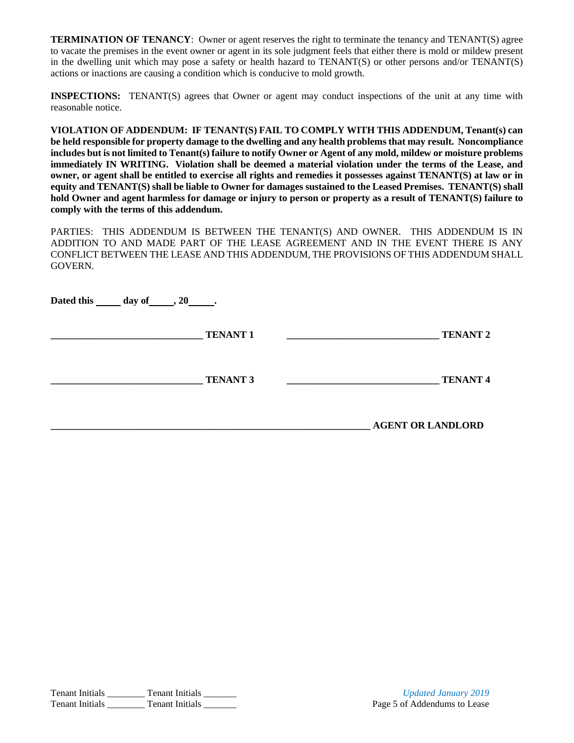**TERMINATION OF TENANCY**: Owner or agent reserves the right to terminate the tenancy and TENANT(S) agree to vacate the premises in the event owner or agent in its sole judgment feels that either there is mold or mildew present in the dwelling unit which may pose a safety or health hazard to TENANT(S) or other persons and/or TENANT(S) actions or inactions are causing a condition which is conducive to mold growth.

**INSPECTIONS:** TENANT(S) agrees that Owner or agent may conduct inspections of the unit at any time with reasonable notice.

**VIOLATION OF ADDENDUM: IF TENANT(S) FAIL TO COMPLY WITH THIS ADDENDUM, Tenant(s) can be held responsible for property damage to the dwelling and any health problems that may result. Noncompliance includes but is not limited to Tenant(s) failure to notify Owner or Agent of any mold, mildew or moisture problems immediately IN WRITING. Violation shall be deemed a material violation under the terms of the Lease, and owner, or agent shall be entitled to exercise all rights and remedies it possesses against TENANT(S) at law or in equity and TENANT(S) shall be liable to Owner for damages sustained to the Leased Premises. TENANT(S) shall hold Owner and agent harmless for damage or injury to person or property as a result of TENANT(S) failure to comply with the terms of this addendum.**

PARTIES: THIS ADDENDUM IS BETWEEN THE TENANT(S) AND OWNER. THIS ADDENDUM IS IN ADDITION TO AND MADE PART OF THE LEASE AGREEMENT AND IN THE EVENT THERE IS ANY CONFLICT BETWEEN THE LEASE AND THIS ADDENDUM, THE PROVISIONS OF THIS ADDENDUM SHALL GOVERN.

**Dated this _____ day of _____, 20_____.**

**______________________________ TENANT 1** **______________________________ TENANT 2**

**______________________________ TENANT 3** **______________________________ TENANT 4**

**_______________________________________________________________ AGENT OR LANDLORD**

Tenant Initials ________ Tenant Initials _______
Tenant Initials ________ Tenant Initials _______

*Updated January 2019*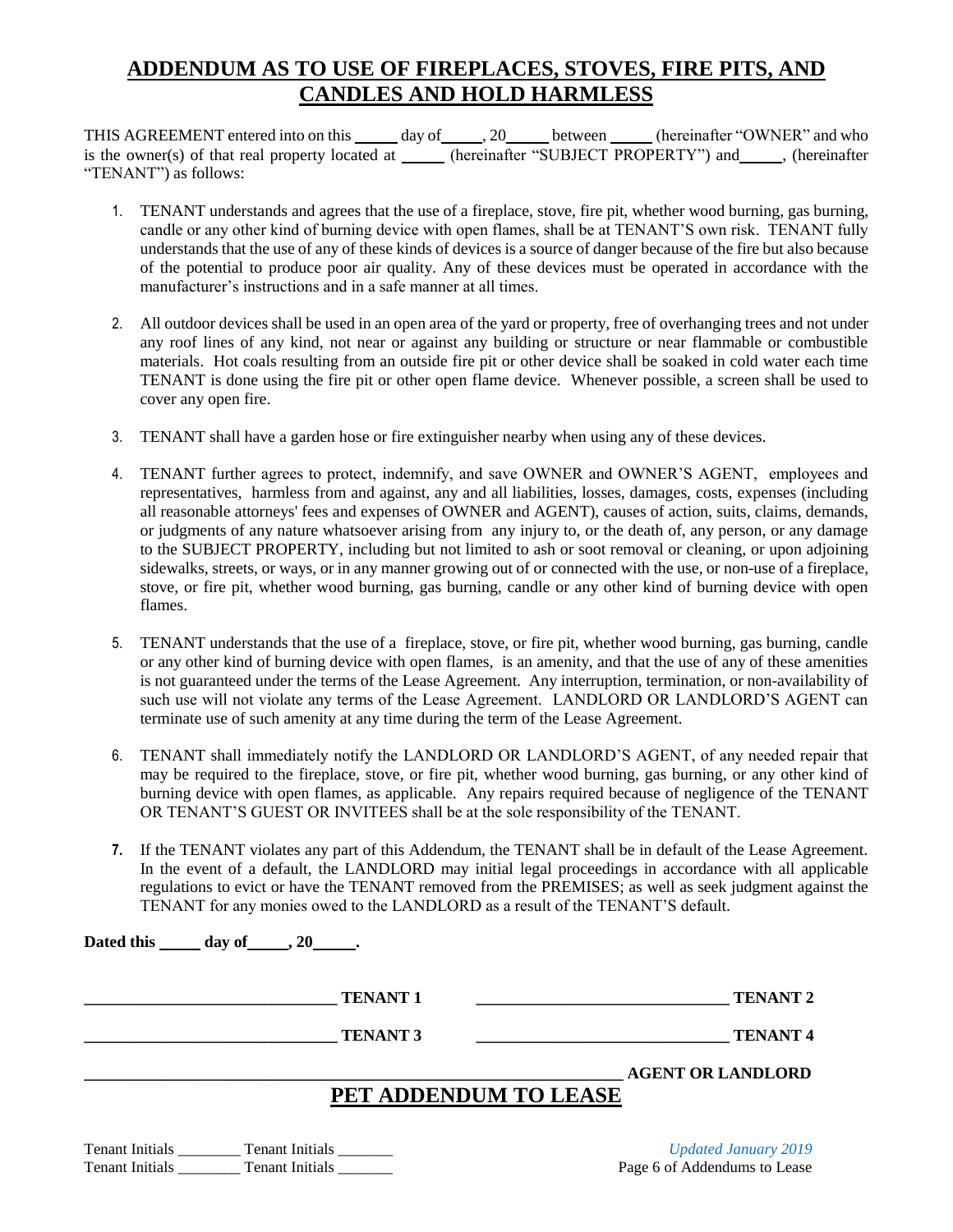# ADDENDUM AS TO USE OF FIREPLACES, STOVES, FIRE PITS, AND CANDLES AND HOLD HARMLESS

THIS AGREEMENT entered into on this _____ day of_____, 20_____ between _____ (hereinafter "OWNER" and who is the owner(s) of that real property located at _____ (hereinafter "SUBJECT PROPERTY") and_____, (hereinafter "TENANT") as follows:

1. TENANT understands and agrees that the use of a fireplace, stove, fire pit, whether wood burning, gas burning, candle or any other kind of burning device with open flames, shall be at TENANT'S own risk. TENANT fully understands that the use of any of these kinds of devices is a source of danger because of the fire but also because of the potential to produce poor air quality. Any of these devices must be operated in accordance with the manufacturer's instructions and in a safe manner at all times.

2. All outdoor devices shall be used in an open area of the yard or property, free of overhanging trees and not under any roof lines of any kind, not near or against any building or structure or near flammable or combustible materials. Hot coals resulting from an outside fire pit or other device shall be soaked in cold water each time TENANT is done using the fire pit or other open flame device. Whenever possible, a screen shall be used to cover any open fire.

3. TENANT shall have a garden hose or fire extinguisher nearby when using any of these devices.

4. TENANT further agrees to protect, indemnify, and save OWNER and OWNER'S AGENT, employees and representatives, harmless from and against, any and all liabilities, losses, damages, costs, expenses (including all reasonable attorneys' fees and expenses of OWNER and AGENT), causes of action, suits, claims, demands, or judgments of any nature whatsoever arising from any injury to, or the death of, any person, or any damage to the SUBJECT PROPERTY, including but not limited to ash or soot removal or cleaning, or upon adjoining sidewalks, streets, or ways, or in any manner growing out of or connected with the use, or non-use of a fireplace, stove, or fire pit, whether wood burning, gas burning, candle or any other kind of burning device with open flames.

5. TENANT understands that the use of a fireplace, stove, or fire pit, whether wood burning, gas burning, candle or any other kind of burning device with open flames, is an amenity, and that the use of any of these amenities is not guaranteed under the terms of the Lease Agreement. Any interruption, termination, or non-availability of such use will not violate any terms of the Lease Agreement. LANDLORD OR LANDLORD'S AGENT can terminate use of such amenity at any time during the term of the Lease Agreement.

6. TENANT shall immediately notify the LANDLORD OR LANDLORD'S AGENT, of any needed repair that may be required to the fireplace, stove, or fire pit, whether wood burning, gas burning, or any other kind of burning device with open flames, as applicable. Any repairs required because of negligence of the TENANT OR TENANT'S GUEST OR INVITEES shall be at the sole responsibility of the TENANT.

7. If the TENANT violates any part of this Addendum, the TENANT shall be in default of the Lease Agreement. In the event of a default, the LANDLORD may initial legal proceedings in accordance with all applicable regulations to evict or have the TENANT removed from the PREMISES; as well as seek judgment against the TENANT for any monies owed to the LANDLORD as a result of the TENANT'S default.

**Dated this _____ day of_____, 20_____.**

______________________________ **TENANT 1** ______________________________ **TENANT 2**

______________________________ **TENANT 3** ______________________________ **TENANT 4**

______________________________________________________________ **AGENT OR LANDLORD**

# PET ADDENDUM TO LEASE

Tenant Initials ________ Tenant Initials _______
Tenant Initials ________ Tenant Initials _______

*Updated January 2019*
Page 6 of Addendums to Lease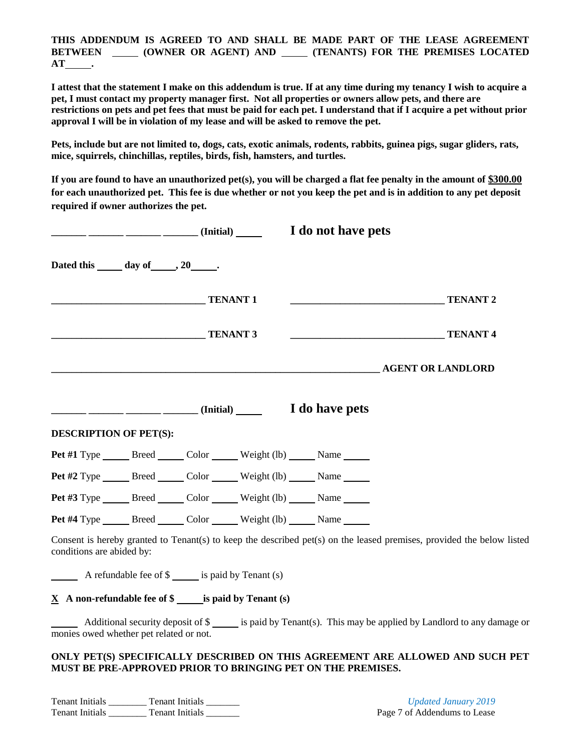**THIS ADDENDUM IS AGREED TO AND SHALL BE MADE PART OF THE LEASE AGREEMENT BETWEEN _____ (OWNER OR AGENT) AND _____ (TENANTS) FOR THE PREMISES LOCATED AT_____.**

**I attest that the statement I make on this addendum is true. If at any time during my tenancy I wish to acquire a pet, I must contact my property manager first. Not all properties or owners allow pets, and there are restrictions on pets and pet fees that must be paid for each pet. I understand that if I acquire a pet without prior approval I will be in violation of my lease and will be asked to remove the pet.**

**Pets, include but are not limited to, dogs, cats, exotic animals, rodents, rabbits, guinea pigs, sugar gliders, rats, mice, squirrels, chinchillas, reptiles, birds, fish, hamsters, and turtles.**

**If you are found to have an unauthorized pet(s), you will be charged a flat fee penalty in the amount of <u>$300.00</u> for each unauthorized pet. This fee is due whether or not you keep the pet and is in addition to any pet deposit required if owner authorizes the pet.**

**_______ _______ _______ _______ (Initial) _____ I do not have pets**

**Dated this _____ day of_____, 20_____.**

**______________________________ TENANT 1** **______________________________ TENANT 2**

**______________________________ TENANT 3** **______________________________ TENANT 4**

**_________________________________________________________________ AGENT OR LANDLORD**

**_______ _______ _______ _______ (Initial) _____ I do have pets**

**DESCRIPTION OF PET(S):**

**Pet #1** Type _____ Breed _____ Color _____ Weight (lb) _____ Name _____

**Pet #2** Type _____ Breed _____ Color _____ Weight (lb) _____ Name _____

**Pet #3** Type _____ Breed _____ Color _____ Weight (lb) _____ Name _____

**Pet #4** Type _____ Breed _____ Color _____ Weight (lb) _____ Name _____

Consent is hereby granted to Tenant(s) to keep the described pet(s) on the leased premises, provided the below listed conditions are abided by:

_____ A refundable fee of $ _____ is paid by Tenant (s)

**<u>X</u> A non-refundable fee of $ _____is paid by Tenant (s)**

_____ Additional security deposit of $ _____ is paid by Tenant(s). This may be applied by Landlord to any damage or monies owed whether pet related or not.

**ONLY PET(S) SPECIFICALLY DESCRIBED ON THIS AGREEMENT ARE ALLOWED AND SUCH PET MUST BE PRE-APPROVED PRIOR TO BRINGING PET ON THE PREMISES.**

Tenant Initials ________ Tenant Initials _______
Tenant Initials ________ Tenant Initials _______

*Updated January 2019*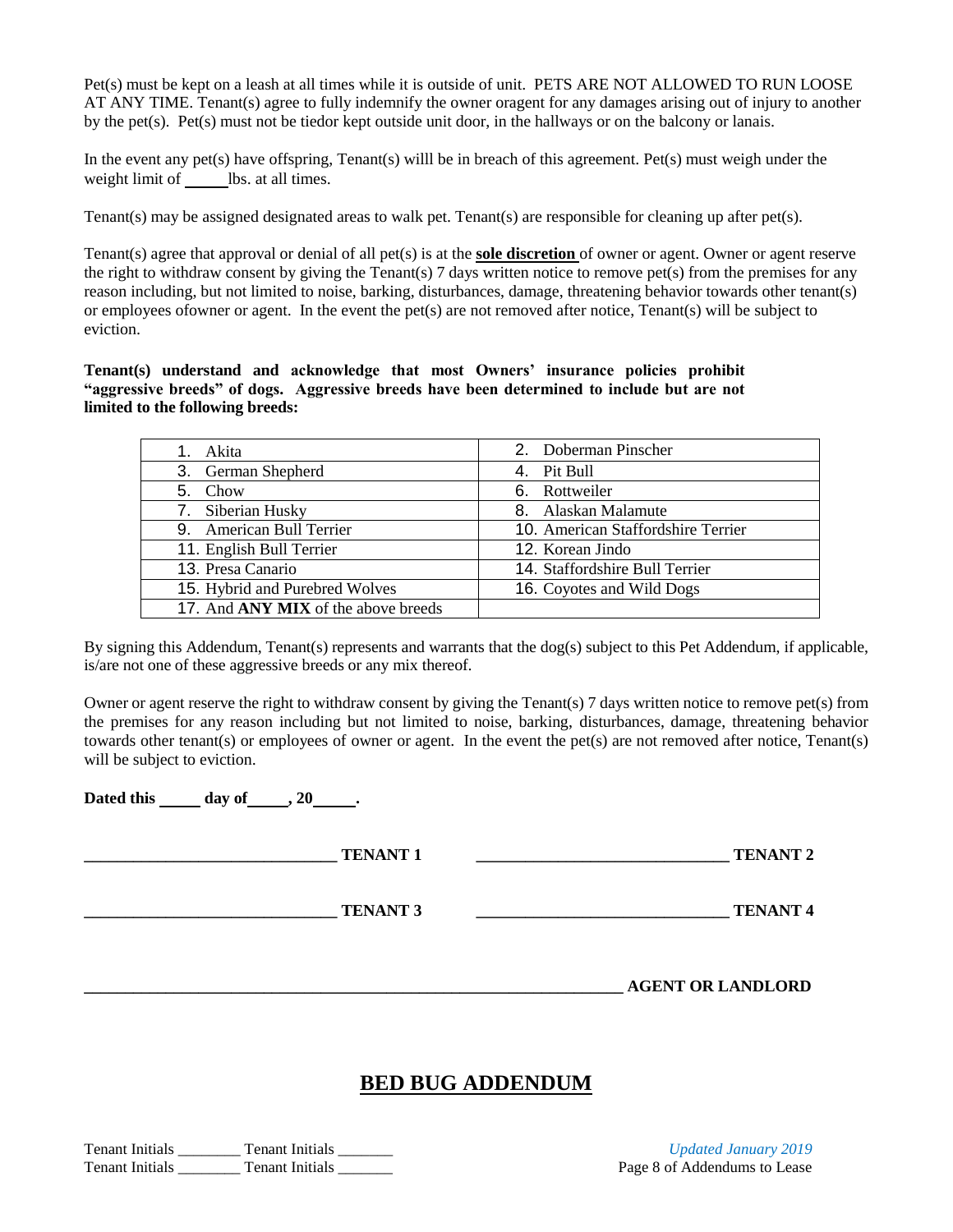Pet(s) must be kept on a leash at all times while it is outside of unit. PETS ARE NOT ALLOWED TO RUN LOOSE AT ANY TIME. Tenant(s) agree to fully indemnify the owner oragent for any damages arising out of injury to another by the pet(s). Pet(s) must not be tiedor kept outside unit door, in the hallways or on the balcony or lanais.

In the event any pet(s) have offspring, Tenant(s) willl be in breach of this agreement. Pet(s) must weigh under the weight limit of _____ lbs. at all times.

Tenant(s) may be assigned designated areas to walk pet. Tenant(s) are responsible for cleaning up after pet(s).

Tenant(s) agree that approval or denial of all pet(s) is at the **sole discretion** of owner or agent. Owner or agent reserve the right to withdraw consent by giving the Tenant(s) 7 days written notice to remove pet(s) from the premises for any reason including, but not limited to noise, barking, disturbances, damage, threatening behavior towards other tenant(s) or employees ofowner or agent. In the event the pet(s) are not removed after notice, Tenant(s) will be subject to eviction.

**Tenant(s) understand and acknowledge that most Owners' insurance policies prohibit "aggressive breeds" of dogs. Aggressive breeds have been determined to include but are not limited to the following breeds:**

| | |
|---|---|
| 1. Akita | 2. Doberman Pinscher |
| 3. German Shepherd | 4. Pit Bull |
| 5. Chow | 6. Rottweiler |
| 7. Siberian Husky | 8. Alaskan Malamute |
| 9. American Bull Terrier | 10. American Staffordshire Terrier |
| 11. English Bull Terrier | 12. Korean Jindo |
| 13. Presa Canario | 14. Staffordshire Bull Terrier |
| 15. Hybrid and Purebred Wolves | 16. Coyotes and Wild Dogs |
| 17. And **ANY MIX** of the above breeds | |

By signing this Addendum, Tenant(s) represents and warrants that the dog(s) subject to this Pet Addendum, if applicable, is/are not one of these aggressive breeds or any mix thereof.

Owner or agent reserve the right to withdraw consent by giving the Tenant(s) 7 days written notice to remove pet(s) from the premises for any reason including but not limited to noise, barking, disturbances, damage, threatening behavior towards other tenant(s) or employees of owner or agent. In the event the pet(s) are not removed after notice, Tenant(s) will be subject to eviction.

**Dated this _____ day of _____, 20_____.**

______________________________ **TENANT 1** ______________________________ **TENANT 2**

______________________________ **TENANT 3** ______________________________ **TENANT 4**

________________________________________________________________ **AGENT OR LANDLORD**

# BED BUG ADDENDUM

Tenant Initials ________ Tenant Initials _______
Tenant Initials ________ Tenant Initials _______

*Updated January 2019*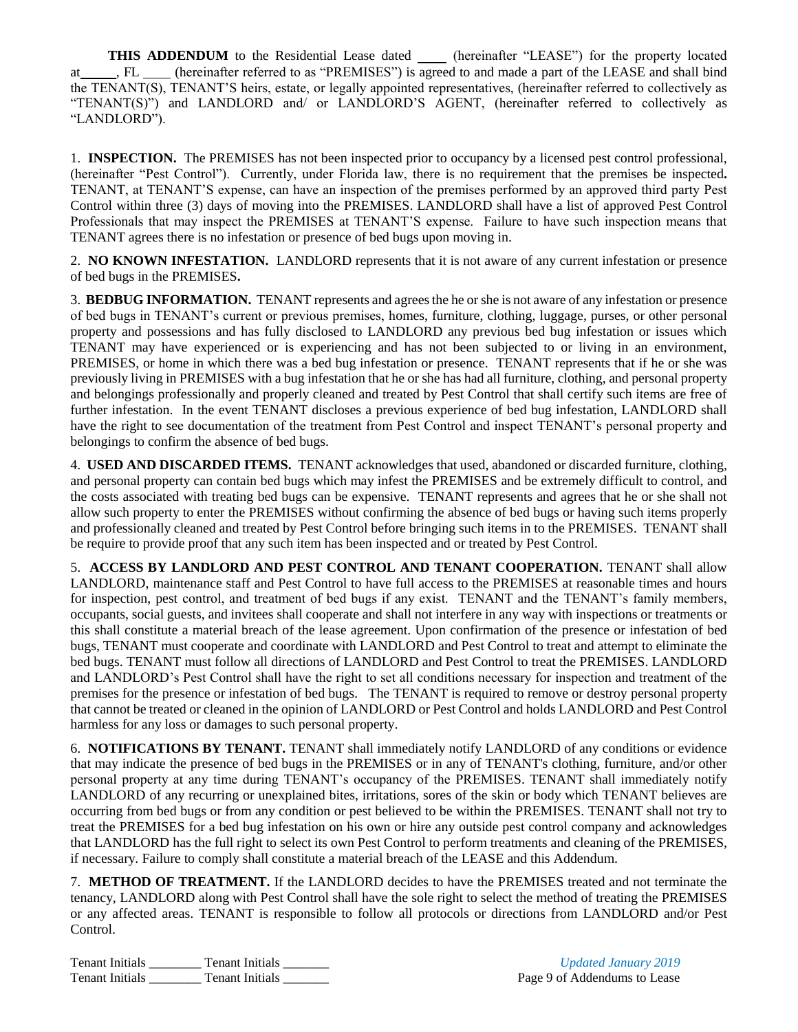**THIS ADDENDUM** to the Residential Lease dated ____ (hereinafter "LEASE") for the property located at_____, FL ____ (hereinafter referred to as "PREMISES") is agreed to and made a part of the LEASE and shall bind the TENANT(S), TENANT'S heirs, estate, or legally appointed representatives, (hereinafter referred to collectively as "TENANT(S)") and LANDLORD and/ or LANDLORD'S AGENT, (hereinafter referred to collectively as "LANDLORD").

1. **INSPECTION.** The PREMISES has not been inspected prior to occupancy by a licensed pest control professional, (hereinafter "Pest Control"). Currently, under Florida law, there is no requirement that the premises be inspected**.** TENANT, at TENANT'S expense, can have an inspection of the premises performed by an approved third party Pest Control within three (3) days of moving into the PREMISES. LANDLORD shall have a list of approved Pest Control Professionals that may inspect the PREMISES at TENANT'S expense. Failure to have such inspection means that TENANT agrees there is no infestation or presence of bed bugs upon moving in.

2. **NO KNOWN INFESTATION.** LANDLORD represents that it is not aware of any current infestation or presence of bed bugs in the PREMISES**.**

3. **BEDBUG INFORMATION.** TENANT represents and agrees the he or she is not aware of any infestation or presence of bed bugs in TENANT's current or previous premises, homes, furniture, clothing, luggage, purses, or other personal property and possessions and has fully disclosed to LANDLORD any previous bed bug infestation or issues which TENANT may have experienced or is experiencing and has not been subjected to or living in an environment, PREMISES, or home in which there was a bed bug infestation or presence. TENANT represents that if he or she was previously living in PREMISES with a bug infestation that he or she has had all furniture, clothing, and personal property and belongings professionally and properly cleaned and treated by Pest Control that shall certify such items are free of further infestation. In the event TENANT discloses a previous experience of bed bug infestation, LANDLORD shall have the right to see documentation of the treatment from Pest Control and inspect TENANT's personal property and belongings to confirm the absence of bed bugs.

4. **USED AND DISCARDED ITEMS.** TENANT acknowledges that used, abandoned or discarded furniture, clothing, and personal property can contain bed bugs which may infest the PREMISES and be extremely difficult to control, and the costs associated with treating bed bugs can be expensive. TENANT represents and agrees that he or she shall not allow such property to enter the PREMISES without confirming the absence of bed bugs or having such items properly and professionally cleaned and treated by Pest Control before bringing such items in to the PREMISES. TENANT shall be require to provide proof that any such item has been inspected and or treated by Pest Control.

5. **ACCESS BY LANDLORD AND PEST CONTROL AND TENANT COOPERATION.** TENANT shall allow LANDLORD, maintenance staff and Pest Control to have full access to the PREMISES at reasonable times and hours for inspection, pest control, and treatment of bed bugs if any exist. TENANT and the TENANT's family members, occupants, social guests, and invitees shall cooperate and shall not interfere in any way with inspections or treatments or this shall constitute a material breach of the lease agreement. Upon confirmation of the presence or infestation of bed bugs, TENANT must cooperate and coordinate with LANDLORD and Pest Control to treat and attempt to eliminate the bed bugs. TENANT must follow all directions of LANDLORD and Pest Control to treat the PREMISES. LANDLORD and LANDLORD's Pest Control shall have the right to set all conditions necessary for inspection and treatment of the premises for the presence or infestation of bed bugs. The TENANT is required to remove or destroy personal property that cannot be treated or cleaned in the opinion of LANDLORD or Pest Control and holds LANDLORD and Pest Control harmless for any loss or damages to such personal property.

6. **NOTIFICATIONS BY TENANT.** TENANT shall immediately notify LANDLORD of any conditions or evidence that may indicate the presence of bed bugs in the PREMISES or in any of TENANT's clothing, furniture, and/or other personal property at any time during TENANT's occupancy of the PREMISES. TENANT shall immediately notify LANDLORD of any recurring or unexplained bites, irritations, sores of the skin or body which TENANT believes are occurring from bed bugs or from any condition or pest believed to be within the PREMISES. TENANT shall not try to treat the PREMISES for a bed bug infestation on his own or hire any outside pest control company and acknowledges that LANDLORD has the full right to select its own Pest Control to perform treatments and cleaning of the PREMISES, if necessary. Failure to comply shall constitute a material breach of the LEASE and this Addendum.

7. **METHOD OF TREATMENT.** If the LANDLORD decides to have the PREMISES treated and not terminate the tenancy, LANDLORD along with Pest Control shall have the sole right to select the method of treating the PREMISES or any affected areas. TENANT is responsible to follow all protocols or directions from LANDLORD and/or Pest Control.

Tenant Initials ________ Tenant Initials _______
Tenant Initials ________ Tenant Initials _______

*Updated January 2019*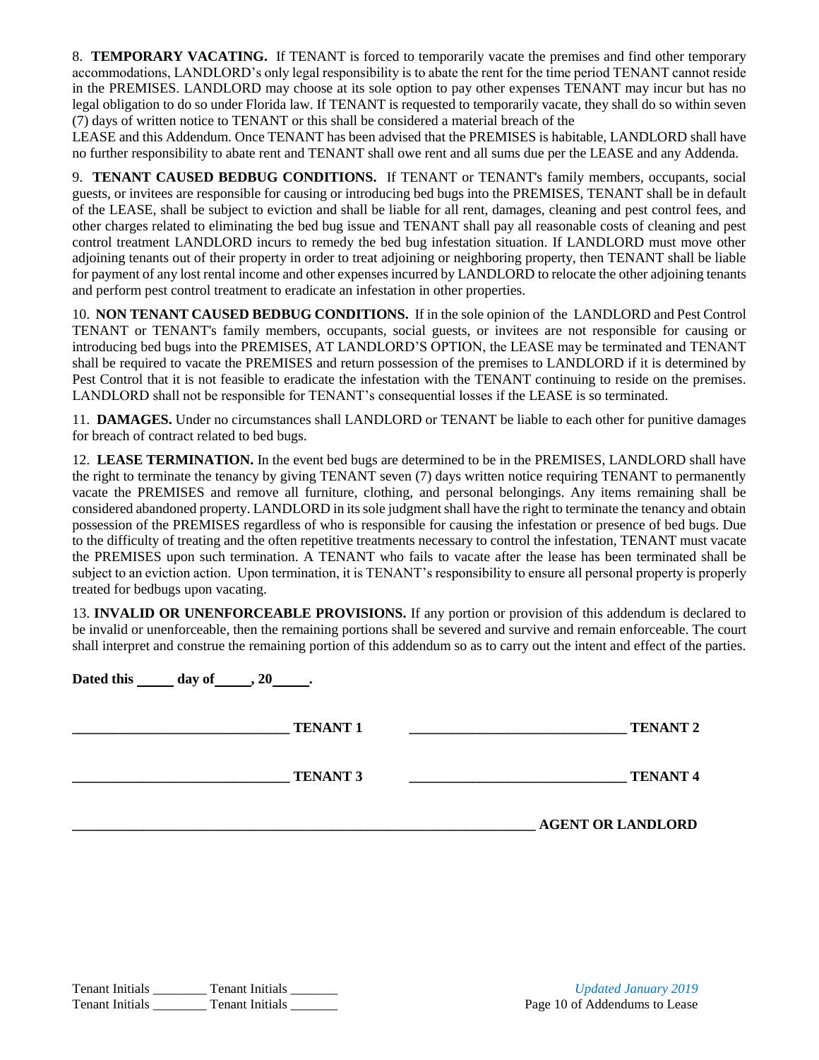8. **TEMPORARY VACATING.** If TENANT is forced to temporarily vacate the premises and find other temporary accommodations, LANDLORD's only legal responsibility is to abate the rent for the time period TENANT cannot reside in the PREMISES. LANDLORD may choose at its sole option to pay other expenses TENANT may incur but has no legal obligation to do so under Florida law. If TENANT is requested to temporarily vacate, they shall do so within seven (7) days of written notice to TENANT or this shall be considered a material breach of the LEASE and this Addendum. Once TENANT has been advised that the PREMISES is habitable, LANDLORD shall have no further responsibility to abate rent and TENANT shall owe rent and all sums due per the LEASE and any Addenda.

9. **TENANT CAUSED BEDBUG CONDITIONS.** If TENANT or TENANT's family members, occupants, social guests, or invitees are responsible for causing or introducing bed bugs into the PREMISES, TENANT shall be in default of the LEASE, shall be subject to eviction and shall be liable for all rent, damages, cleaning and pest control fees, and other charges related to eliminating the bed bug issue and TENANT shall pay all reasonable costs of cleaning and pest control treatment LANDLORD incurs to remedy the bed bug infestation situation. If LANDLORD must move other adjoining tenants out of their property in order to treat adjoining or neighboring property, then TENANT shall be liable for payment of any lost rental income and other expenses incurred by LANDLORD to relocate the other adjoining tenants and perform pest control treatment to eradicate an infestation in other properties.

10. **NON TENANT CAUSED BEDBUG CONDITIONS.** If in the sole opinion of the LANDLORD and Pest Control TENANT or TENANT's family members, occupants, social guests, or invitees are not responsible for causing or introducing bed bugs into the PREMISES, AT LANDLORD'S OPTION, the LEASE may be terminated and TENANT shall be required to vacate the PREMISES and return possession of the premises to LANDLORD if it is determined by Pest Control that it is not feasible to eradicate the infestation with the TENANT continuing to reside on the premises. LANDLORD shall not be responsible for TENANT's consequential losses if the LEASE is so terminated.

11. **DAMAGES.** Under no circumstances shall LANDLORD or TENANT be liable to each other for punitive damages for breach of contract related to bed bugs.

12. **LEASE TERMINATION.** In the event bed bugs are determined to be in the PREMISES, LANDLORD shall have the right to terminate the tenancy by giving TENANT seven (7) days written notice requiring TENANT to permanently vacate the PREMISES and remove all furniture, clothing, and personal belongings. Any items remaining shall be considered abandoned property. LANDLORD in its sole judgment shall have the right to terminate the tenancy and obtain possession of the PREMISES regardless of who is responsible for causing the infestation or presence of bed bugs. Due to the difficulty of treating and the often repetitive treatments necessary to control the infestation, TENANT must vacate the PREMISES upon such termination. A TENANT who fails to vacate after the lease has been terminated shall be subject to an eviction action. Upon termination, it is TENANT's responsibility to ensure all personal property is properly treated for bedbugs upon vacating.

13. **INVALID OR UNENFORCEABLE PROVISIONS.** If any portion or provision of this addendum is declared to be invalid or unenforceable, then the remaining portions shall be severed and survive and remain enforceable. The court shall interpret and construe the remaining portion of this addendum so as to carry out the intent and effect of the parties.

**Dated this _____ day of_____, 20_____.**

______________________________ **TENANT 1** ______________________________ **TENANT 2**

______________________________ **TENANT 3** ______________________________ **TENANT 4**

______________________________________________________________ **AGENT OR LANDLORD**

Tenant Initials ________ Tenant Initials _______
Tenant Initials ________ Tenant Initials _______

*Updated January 2019*